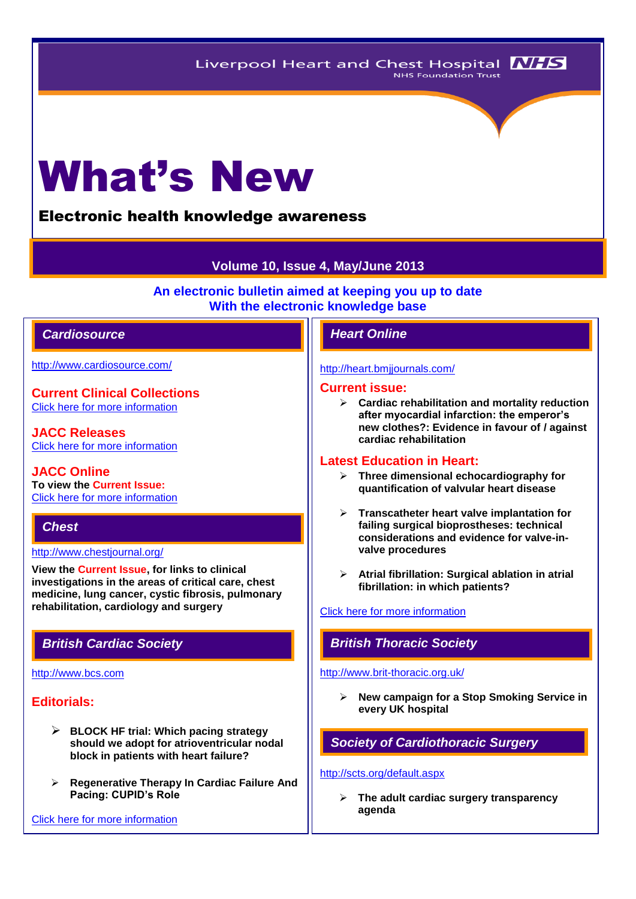Liverpool Heart and Chest Hospital NHS
NHS Foundation Trust

# What's New

**Electronic health knowledge awareness**

**Volume 10, Issue 4, May/June 2013**

**An electronic bulletin aimed at keeping you up to date With the electronic knowledge base**

## *Cardiosource*

http://www.cardiosource.com/

### Current Clinical Collections

Click here for more information

### JACC Releases

Click here for more information

### JACC Online

**To view the Current Issue:**
Click here for more information

## *Chest*

http://www.chestjournal.org/

**View the Current Issue, for links to clinical investigations in the areas of critical care, chest medicine, lung cancer, cystic fibrosis, pulmonary rehabilitation, cardiology and surgery**

## *British Cardiac Society*

http://www.bcs.com

### Editorials:

- **BLOCK HF trial: Which pacing strategy should we adopt for atrioventricular nodal block in patients with heart failure?**
- **Regenerative Therapy In Cardiac Failure And Pacing: CUPID's Role**

Click here for more information

## *Heart Online*

http://heart.bmjjournals.com/

### Current issue:

- **Cardiac rehabilitation and mortality reduction after myocardial infarction: the emperor's new clothes?: Evidence in favour of / against cardiac rehabilitation**

### Latest Education in Heart:

- **Three dimensional echocardiography for quantification of valvular heart disease**
- **Transcatheter heart valve implantation for failing surgical bioprostheses: technical considerations and evidence for valve-in-valve procedures**
- **Atrial fibrillation: Surgical ablation in atrial fibrillation: in which patients?**

Click here for more information

## *British Thoracic Society*

http://www.brit-thoracic.org.uk/

- **New campaign for a Stop Smoking Service in every UK hospital**

## *Society of Cardiothoracic Surgery*

http://scts.org/default.aspx

- **The adult cardiac surgery transparency agenda**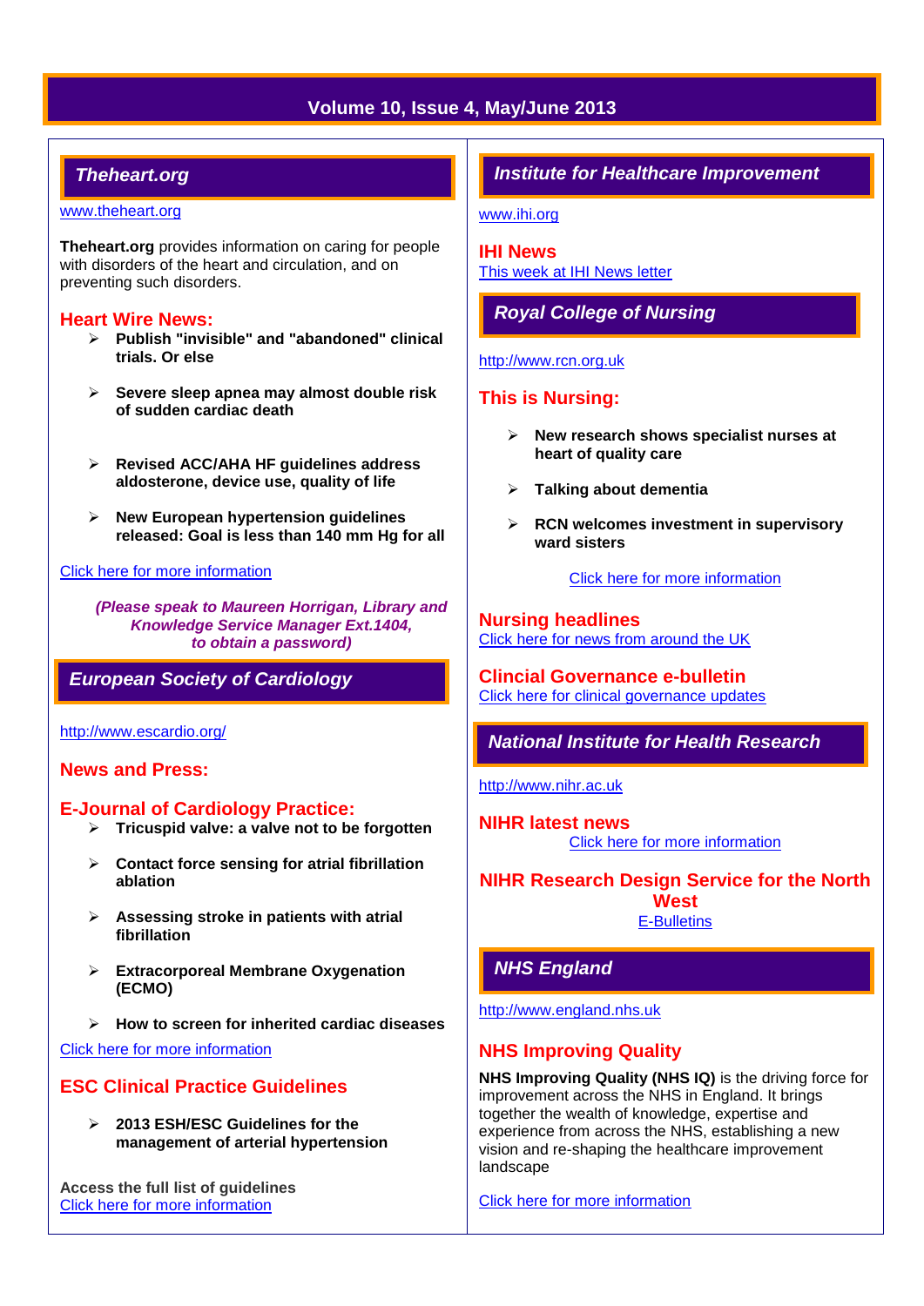## Theheart.org

www.theheart.org

**Theheart.org** provides information on caring for people with disorders of the heart and circulation, and on preventing such disorders.

### Heart Wire News:

- **Publish "invisible" and "abandoned" clinical trials. Or else**
- **Severe sleep apnea may almost double risk of sudden cardiac death**
- **Revised ACC/AHA HF guidelines address aldosterone, device use, quality of life**
- **New European hypertension guidelines released: Goal is less than 140 mm Hg for all**

Click here for more information

***(Please speak to Maureen Horrigan, Library and Knowledge Service Manager Ext.1404, to obtain a password)***

## European Society of Cardiology

http://www.escardio.org/

### News and Press:

### E-Journal of Cardiology Practice:

- **Tricuspid valve: a valve not to be forgotten**
- **Contact force sensing for atrial fibrillation ablation**
- **Assessing stroke in patients with atrial fibrillation**
- **Extracorporeal Membrane Oxygenation (ECMO)**
- **How to screen for inherited cardiac diseases**

Click here for more information

### ESC Clinical Practice Guidelines

- **2013 ESH/ESC Guidelines for the management of arterial hypertension**

**Access the full list of guidelines**
Click here for more information

## Institute for Healthcare Improvement

www.ihi.org

### IHI News

This week at IHI News letter

## Royal College of Nursing

http://www.rcn.org.uk

### This is Nursing:

- **New research shows specialist nurses at heart of quality care**
- **Talking about dementia**
- **RCN welcomes investment in supervisory ward sisters**

Click here for more information

### Nursing headlines

Click here for news from around the UK

### Clincial Governance e-bulletin

Click here for clinical governance updates

## National Institute for Health Research

http://www.nihr.ac.uk

### NIHR latest news

Click here for more information

### NIHR Research Design Service for the North West

E-Bulletins

## NHS England

http://www.england.nhs.uk

### NHS Improving Quality

**NHS Improving Quality (NHS IQ)** is the driving force for improvement across the NHS in England. It brings together the wealth of knowledge, expertise and experience from across the NHS, establishing a new vision and re-shaping the healthcare improvement landscape

Click here for more information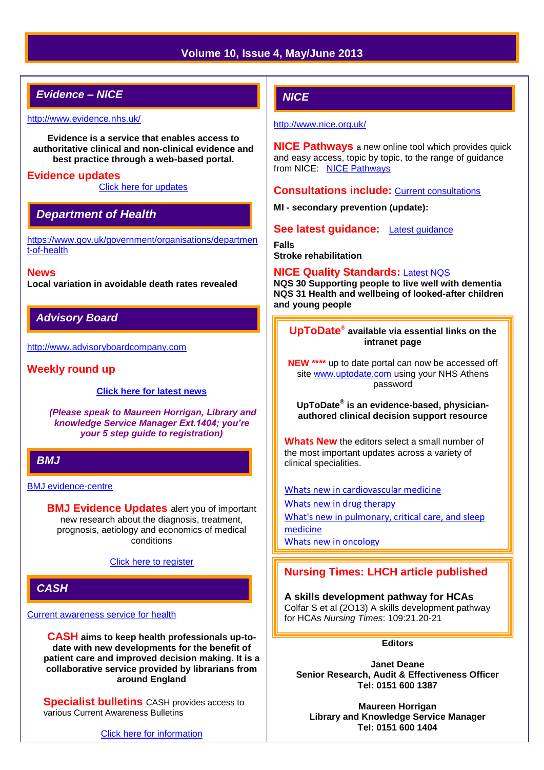# Volume 10, Issue 4, May/June 2013

## Evidence – NICE

http://www.evidence.nhs.uk/

**Evidence is a service that enables access to authoritative clinical and non-clinical evidence and best practice through a web-based portal.**

### Evidence updates

Click here for updates

## Department of Health

https://www.gov.uk/government/organisations/department-of-health

### News

**Local variation in avoidable death rates revealed**

## Advisory Board

http://www.advisoryboardcompany.com

### Weekly round up

**Click here for latest news**

***(Please speak to Maureen Horrigan, Library and knowledge Service Manager Ext.1404; you're your 5 step guide to registration)***

## BMJ

BMJ evidence-centre

**BMJ Evidence Updates** alert you of important new research about the diagnosis, treatment, prognosis, aetiology and economics of medical conditions

Click here to register

## CASH

Current awareness service for health

**CASH aims to keep health professionals up-to-date with new developments for the benefit of patient care and improved decision making. It is a collaborative service provided by librarians from around England**

**Specialist bulletins** CASH provides access to various Current Awareness Bulletins

Click here for information

## NICE

http://www.nice.org.uk/

**NICE Pathways** a new online tool which provides quick and easy access, topic by topic, to the range of guidance from NICE: NICE Pathways

**Consultations include:** Current consultations

**MI - secondary prevention (update):**

**See latest guidance:** Latest guidance

**Falls**
**Stroke rehabilitation**

**NICE Quality Standards:** Latest NQS

**NQS 30 Supporting people to live well with dementia**
**NQS 31 Health and wellbeing of looked-after children and young people**

---

**UpToDate® available via essential links on the intranet page**

**NEW \*\*\*\*** up to date portal can now be accessed off site www.uptodate.com using your NHS Athens password

**UpToDate® is an evidence-based, physician-authored clinical decision support resource**

**Whats New** the editors select a small number of the most important updates across a variety of clinical specialities.

- Whats new in cardiovascular medicine
- Whats new in drug therapy
- What's new in pulmonary, critical care, and sleep medicine
- Whats new in oncology

---

### Nursing Times: LHCH article published

**A skills development pathway for HCAs**
Colfar S et al (2O13) A skills development pathway for HCAs *Nursing Times*: 109:21.20-21

---

**Editors**

**Janet Deane**
**Senior Research, Audit & Effectiveness Officer**
**Tel: 0151 600 1387**

**Maureen Horrigan**
**Library and Knowledge Service Manager**
**Tel: 0151 600 1404**